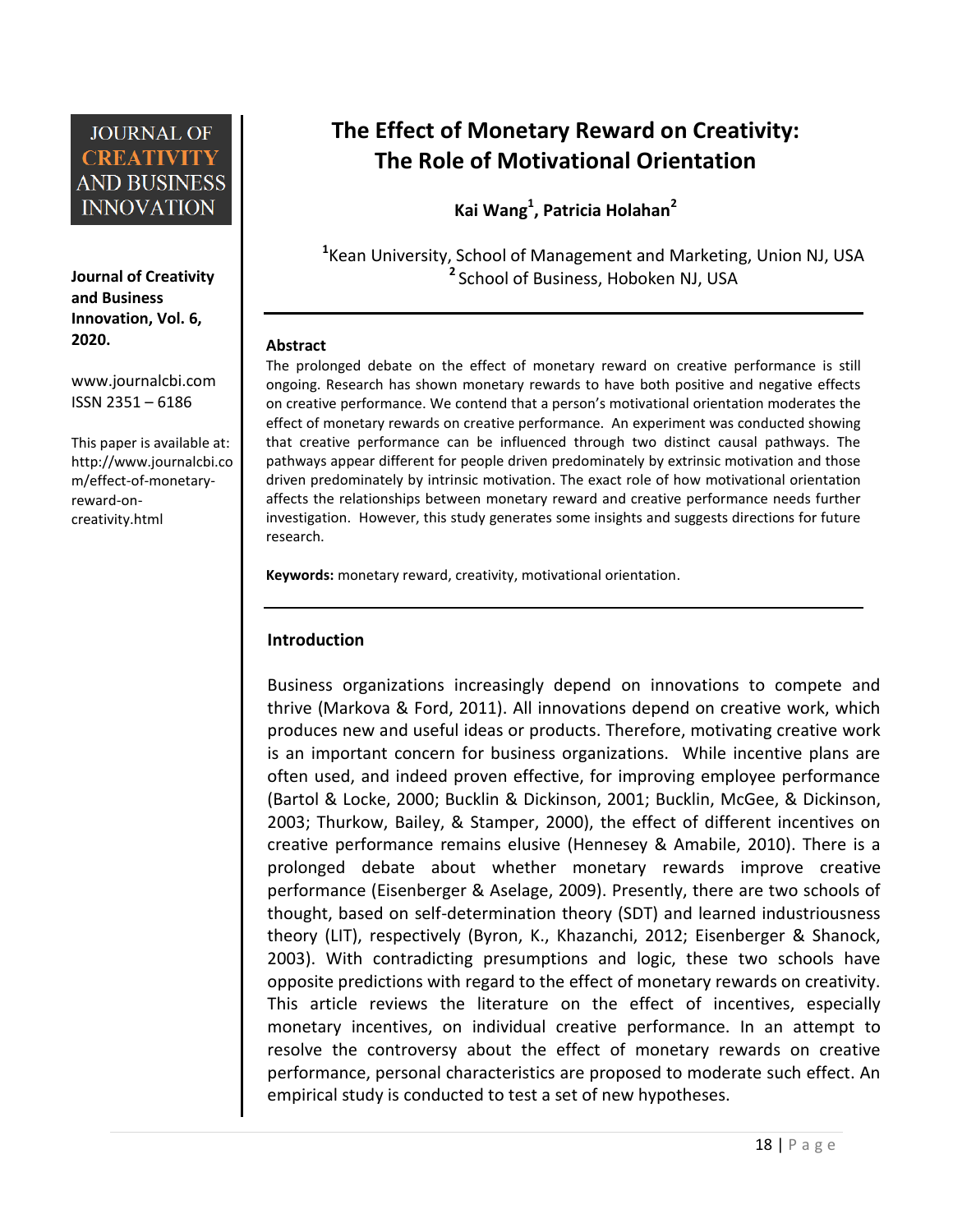# The Effect of Monetary Reward on Creativity: The Role of Motivational Orientation

**Kai Wang[1], Patricia Holahan[2]**

[1]Kean University, School of Management and Marketing, Union NJ, USA
[2] School of Business, Hoboken NJ, USA

**Journal of Creativity and Business Innovation, Vol. 6, 2020.**

www.journalcbi.com
ISSN 2351 – 6186

This paper is available at: http://www.journalcbi.com/effect-of-monetary-reward-on-creativity.html

## Abstract

The prolonged debate on the effect of monetary reward on creative performance is still ongoing. Research has shown monetary rewards to have both positive and negative effects on creative performance. We contend that a person's motivational orientation moderates the effect of monetary rewards on creative performance. An experiment was conducted showing that creative performance can be influenced through two distinct causal pathways. The pathways appear different for people driven predominately by extrinsic motivation and those driven predominately by intrinsic motivation. The exact role of how motivational orientation affects the relationships between monetary reward and creative performance needs further investigation. However, this study generates some insights and suggests directions for future research.

**Keywords:** monetary reward, creativity, motivational orientation.

## Introduction

Business organizations increasingly depend on innovations to compete and thrive (Markova & Ford, 2011). All innovations depend on creative work, which produces new and useful ideas or products. Therefore, motivating creative work is an important concern for business organizations. While incentive plans are often used, and indeed proven effective, for improving employee performance (Bartol & Locke, 2000; Bucklin & Dickinson, 2001; Bucklin, McGee, & Dickinson, 2003; Thurkow, Bailey, & Stamper, 2000), the effect of different incentives on creative performance remains elusive (Hennesey & Amabile, 2010). There is a prolonged debate about whether monetary rewards improve creative performance (Eisenberger & Aselage, 2009). Presently, there are two schools of thought, based on self-determination theory (SDT) and learned industriousness theory (LIT), respectively (Byron, K., Khazanchi, 2012; Eisenberger & Shanock, 2003). With contradicting presumptions and logic, these two schools have opposite predictions with regard to the effect of monetary rewards on creativity. This article reviews the literature on the effect of incentives, especially monetary incentives, on individual creative performance. In an attempt to resolve the controversy about the effect of monetary rewards on creative performance, personal characteristics are proposed to moderate such effect. An empirical study is conducted to test a set of new hypotheses.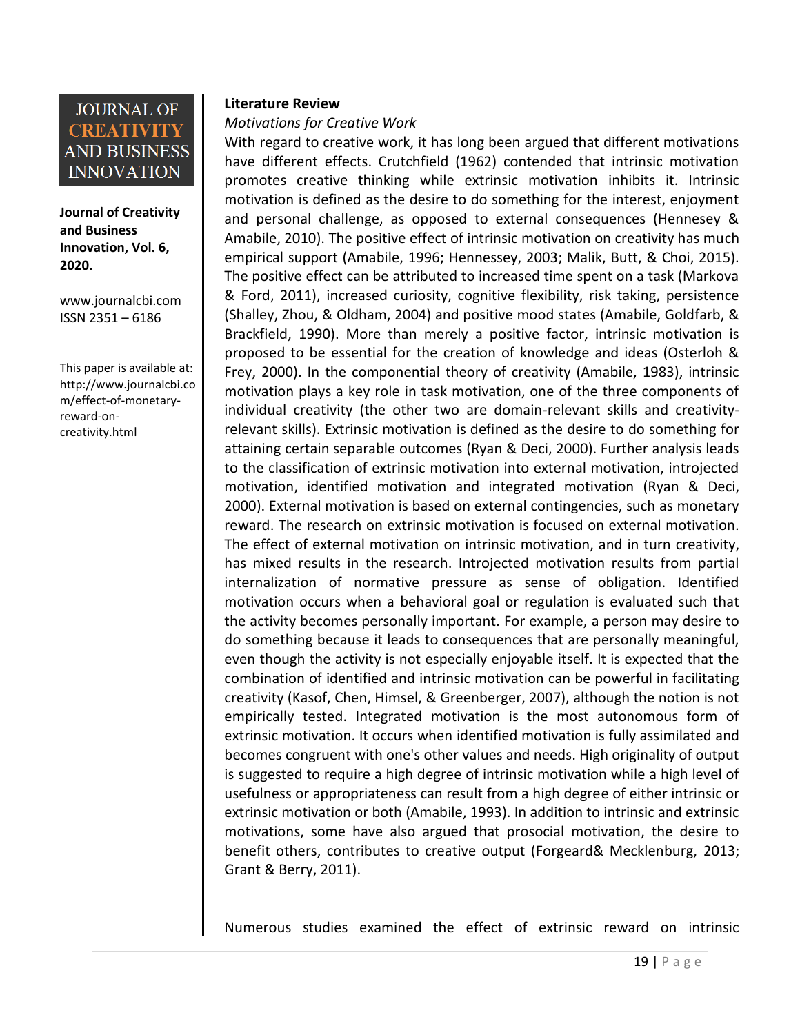## Literature Review

*Motivations for Creative Work*

With regard to creative work, it has long been argued that different motivations have different effects. Crutchfield (1962) contended that intrinsic motivation promotes creative thinking while extrinsic motivation inhibits it. Intrinsic motivation is defined as the desire to do something for the interest, enjoyment and personal challenge, as opposed to external consequences (Hennesey & Amabile, 2010). The positive effect of intrinsic motivation on creativity has much empirical support (Amabile, 1996; Hennessey, 2003; Malik, Butt, & Choi, 2015). The positive effect can be attributed to increased time spent on a task (Markova & Ford, 2011), increased curiosity, cognitive flexibility, risk taking, persistence (Shalley, Zhou, & Oldham, 2004) and positive mood states (Amabile, Goldfarb, & Brackfield, 1990). More than merely a positive factor, intrinsic motivation is proposed to be essential for the creation of knowledge and ideas (Osterloh & Frey, 2000). In the componential theory of creativity (Amabile, 1983), intrinsic motivation plays a key role in task motivation, one of the three components of individual creativity (the other two are domain-relevant skills and creativity-relevant skills). Extrinsic motivation is defined as the desire to do something for attaining certain separable outcomes (Ryan & Deci, 2000). Further analysis leads to the classification of extrinsic motivation into external motivation, introjected motivation, identified motivation and integrated motivation (Ryan & Deci, 2000). External motivation is based on external contingencies, such as monetary reward. The research on extrinsic motivation is focused on external motivation. The effect of external motivation on intrinsic motivation, and in turn creativity, has mixed results in the research. Introjected motivation results from partial internalization of normative pressure as sense of obligation. Identified motivation occurs when a behavioral goal or regulation is evaluated such that the activity becomes personally important. For example, a person may desire to do something because it leads to consequences that are personally meaningful, even though the activity is not especially enjoyable itself. It is expected that the combination of identified and intrinsic motivation can be powerful in facilitating creativity (Kasof, Chen, Himsel, & Greenberger, 2007), although the notion is not empirically tested. Integrated motivation is the most autonomous form of extrinsic motivation. It occurs when identified motivation is fully assimilated and becomes congruent with one's other values and needs. High originality of output is suggested to require a high degree of intrinsic motivation while a high level of usefulness or appropriateness can result from a high degree of either intrinsic or extrinsic motivation or both (Amabile, 1993). In addition to intrinsic and extrinsic motivations, some have also argued that prosocial motivation, the desire to benefit others, contributes to creative output (Forgeard& Mecklenburg, 2013; Grant & Berry, 2011).

Numerous studies examined the effect of extrinsic reward on intrinsic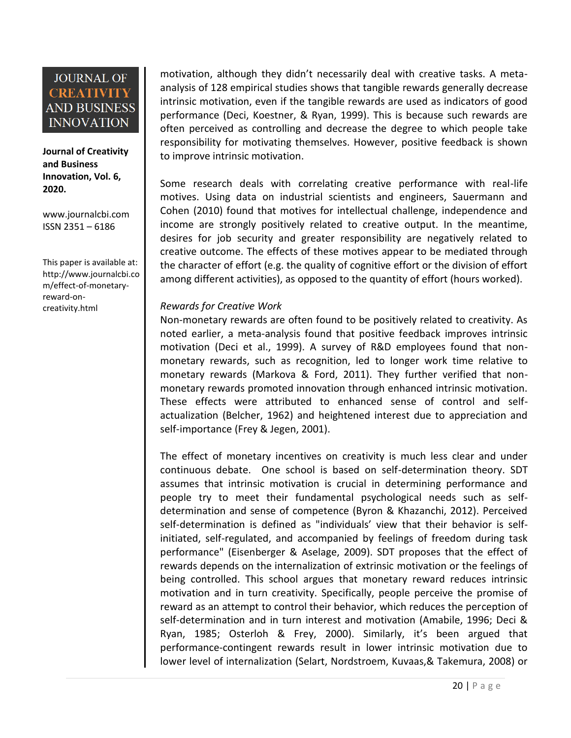motivation, although they didn't necessarily deal with creative tasks. A meta-analysis of 128 empirical studies shows that tangible rewards generally decrease intrinsic motivation, even if the tangible rewards are used as indicators of good performance (Deci, Koestner, & Ryan, 1999). This is because such rewards are often perceived as controlling and decrease the degree to which people take responsibility for motivating themselves. However, positive feedback is shown to improve intrinsic motivation.

Some research deals with correlating creative performance with real-life motives. Using data on industrial scientists and engineers, Sauermann and Cohen (2010) found that motives for intellectual challenge, independence and income are strongly positively related to creative output. In the meantime, desires for job security and greater responsibility are negatively related to creative outcome. The effects of these motives appear to be mediated through the character of effort (e.g. the quality of cognitive effort or the division of effort among different activities), as opposed to the quantity of effort (hours worked).

*Rewards for Creative Work*

Non-monetary rewards are often found to be positively related to creativity. As noted earlier, a meta-analysis found that positive feedback improves intrinsic motivation (Deci et al., 1999). A survey of R&D employees found that non-monetary rewards, such as recognition, led to longer work time relative to monetary rewards (Markova & Ford, 2011). They further verified that non-monetary rewards promoted innovation through enhanced intrinsic motivation. These effects were attributed to enhanced sense of control and self-actualization (Belcher, 1962) and heightened interest due to appreciation and self-importance (Frey & Jegen, 2001).

The effect of monetary incentives on creativity is much less clear and under continuous debate. One school is based on self-determination theory. SDT assumes that intrinsic motivation is crucial in determining performance and people try to meet their fundamental psychological needs such as self-determination and sense of competence (Byron & Khazanchi, 2012). Perceived self-determination is defined as "individuals' view that their behavior is self-initiated, self-regulated, and accompanied by feelings of freedom during task performance" (Eisenberger & Aselage, 2009). SDT proposes that the effect of rewards depends on the internalization of extrinsic motivation or the feelings of being controlled. This school argues that monetary reward reduces intrinsic motivation and in turn creativity. Specifically, people perceive the promise of reward as an attempt to control their behavior, which reduces the perception of self-determination and in turn interest and motivation (Amabile, 1996; Deci & Ryan, 1985; Osterloh & Frey, 2000). Similarly, it's been argued that performance-contingent rewards result in lower intrinsic motivation due to lower level of internalization (Selart, Nordstroem, Kuvaas,& Takemura, 2008) or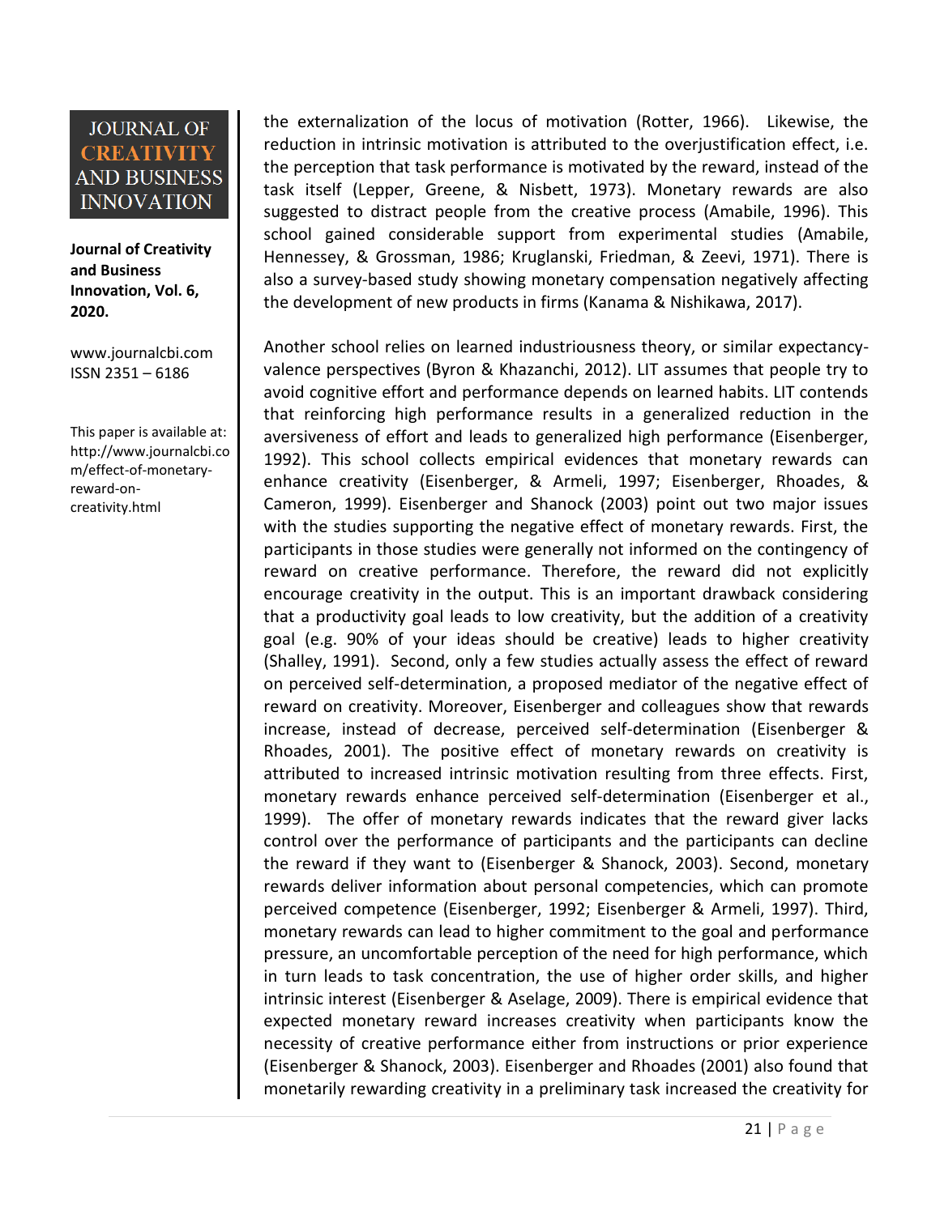the externalization of the locus of motivation (Rotter, 1966). Likewise, the reduction in intrinsic motivation is attributed to the overjustification effect, i.e. the perception that task performance is motivated by the reward, instead of the task itself (Lepper, Greene, & Nisbett, 1973). Monetary rewards are also suggested to distract people from the creative process (Amabile, 1996). This school gained considerable support from experimental studies (Amabile, Hennessey, & Grossman, 1986; Kruglanski, Friedman, & Zeevi, 1971). There is also a survey-based study showing monetary compensation negatively affecting the development of new products in firms (Kanama & Nishikawa, 2017).

Another school relies on learned industriousness theory, or similar expectancy-valence perspectives (Byron & Khazanchi, 2012). LIT assumes that people try to avoid cognitive effort and performance depends on learned habits. LIT contends that reinforcing high performance results in a generalized reduction in the aversiveness of effort and leads to generalized high performance (Eisenberger, 1992). This school collects empirical evidences that monetary rewards can enhance creativity (Eisenberger, & Armeli, 1997; Eisenberger, Rhoades, & Cameron, 1999). Eisenberger and Shanock (2003) point out two major issues with the studies supporting the negative effect of monetary rewards. First, the participants in those studies were generally not informed on the contingency of reward on creative performance. Therefore, the reward did not explicitly encourage creativity in the output. This is an important drawback considering that a productivity goal leads to low creativity, but the addition of a creativity goal (e.g. 90% of your ideas should be creative) leads to higher creativity (Shalley, 1991). Second, only a few studies actually assess the effect of reward on perceived self-determination, a proposed mediator of the negative effect of reward on creativity. Moreover, Eisenberger and colleagues show that rewards increase, instead of decrease, perceived self-determination (Eisenberger & Rhoades, 2001). The positive effect of monetary rewards on creativity is attributed to increased intrinsic motivation resulting from three effects. First, monetary rewards enhance perceived self-determination (Eisenberger et al., 1999). The offer of monetary rewards indicates that the reward giver lacks control over the performance of participants and the participants can decline the reward if they want to (Eisenberger & Shanock, 2003). Second, monetary rewards deliver information about personal competencies, which can promote perceived competence (Eisenberger, 1992; Eisenberger & Armeli, 1997). Third, monetary rewards can lead to higher commitment to the goal and performance pressure, an uncomfortable perception of the need for high performance, which in turn leads to task concentration, the use of higher order skills, and higher intrinsic interest (Eisenberger & Aselage, 2009). There is empirical evidence that expected monetary reward increases creativity when participants know the necessity of creative performance either from instructions or prior experience (Eisenberger & Shanock, 2003). Eisenberger and Rhoades (2001) also found that monetarily rewarding creativity in a preliminary task increased the creativity for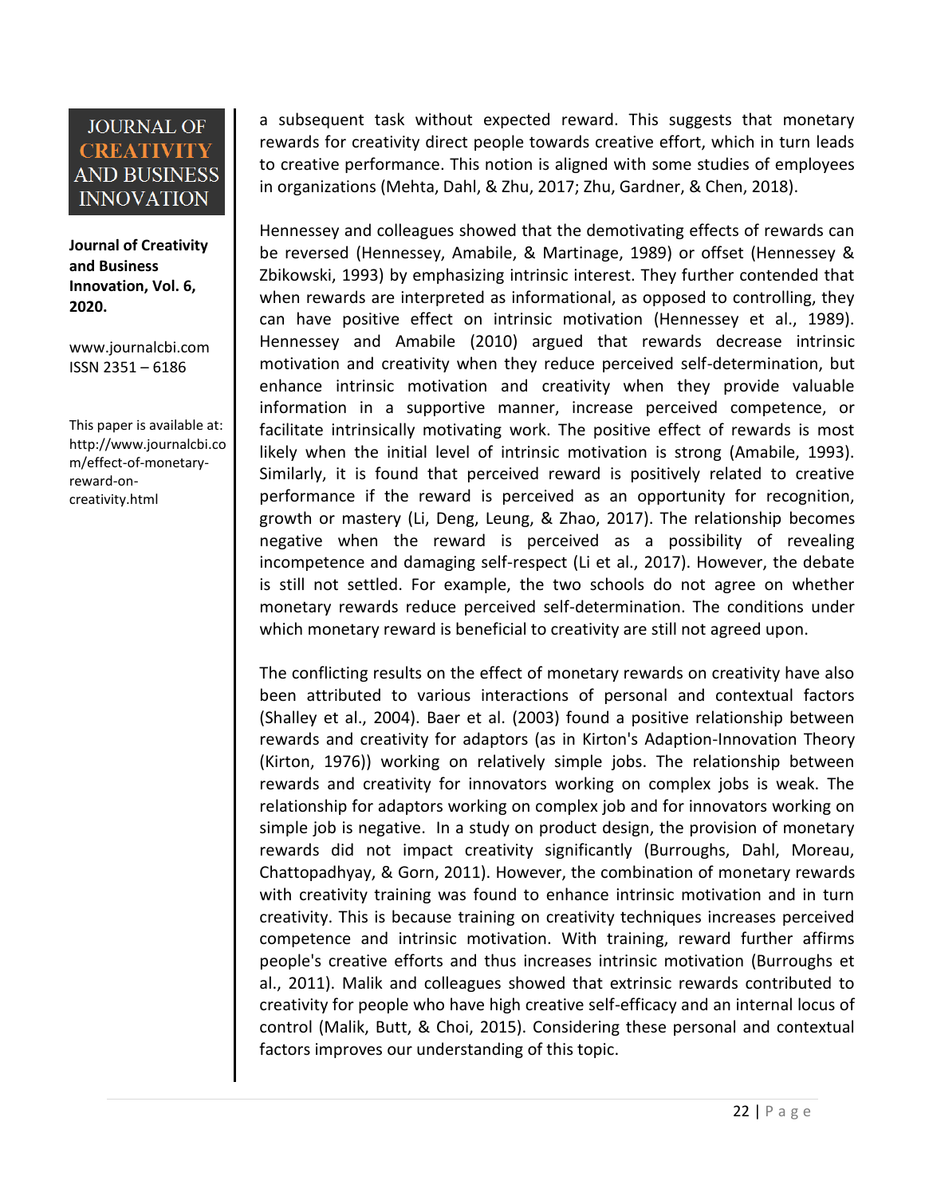a subsequent task without expected reward. This suggests that monetary rewards for creativity direct people towards creative effort, which in turn leads to creative performance. This notion is aligned with some studies of employees in organizations (Mehta, Dahl, & Zhu, 2017; Zhu, Gardner, & Chen, 2018).

Hennessey and colleagues showed that the demotivating effects of rewards can be reversed (Hennessey, Amabile, & Martinage, 1989) or offset (Hennessey & Zbikowski, 1993) by emphasizing intrinsic interest. They further contended that when rewards are interpreted as informational, as opposed to controlling, they can have positive effect on intrinsic motivation (Hennessey et al., 1989). Hennessey and Amabile (2010) argued that rewards decrease intrinsic motivation and creativity when they reduce perceived self-determination, but enhance intrinsic motivation and creativity when they provide valuable information in a supportive manner, increase perceived competence, or facilitate intrinsically motivating work. The positive effect of rewards is most likely when the initial level of intrinsic motivation is strong (Amabile, 1993). Similarly, it is found that perceived reward is positively related to creative performance if the reward is perceived as an opportunity for recognition, growth or mastery (Li, Deng, Leung, & Zhao, 2017). The relationship becomes negative when the reward is perceived as a possibility of revealing incompetence and damaging self-respect (Li et al., 2017). However, the debate is still not settled. For example, the two schools do not agree on whether monetary rewards reduce perceived self-determination. The conditions under which monetary reward is beneficial to creativity are still not agreed upon.

The conflicting results on the effect of monetary rewards on creativity have also been attributed to various interactions of personal and contextual factors (Shalley et al., 2004). Baer et al. (2003) found a positive relationship between rewards and creativity for adaptors (as in Kirton's Adaption-Innovation Theory (Kirton, 1976)) working on relatively simple jobs. The relationship between rewards and creativity for innovators working on complex jobs is weak. The relationship for adaptors working on complex job and for innovators working on simple job is negative. In a study on product design, the provision of monetary rewards did not impact creativity significantly (Burroughs, Dahl, Moreau, Chattopadhyay, & Gorn, 2011). However, the combination of monetary rewards with creativity training was found to enhance intrinsic motivation and in turn creativity. This is because training on creativity techniques increases perceived competence and intrinsic motivation. With training, reward further affirms people's creative efforts and thus increases intrinsic motivation (Burroughs et al., 2011). Malik and colleagues showed that extrinsic rewards contributed to creativity for people who have high creative self-efficacy and an internal locus of control (Malik, Butt, & Choi, 2015). Considering these personal and contextual factors improves our understanding of this topic.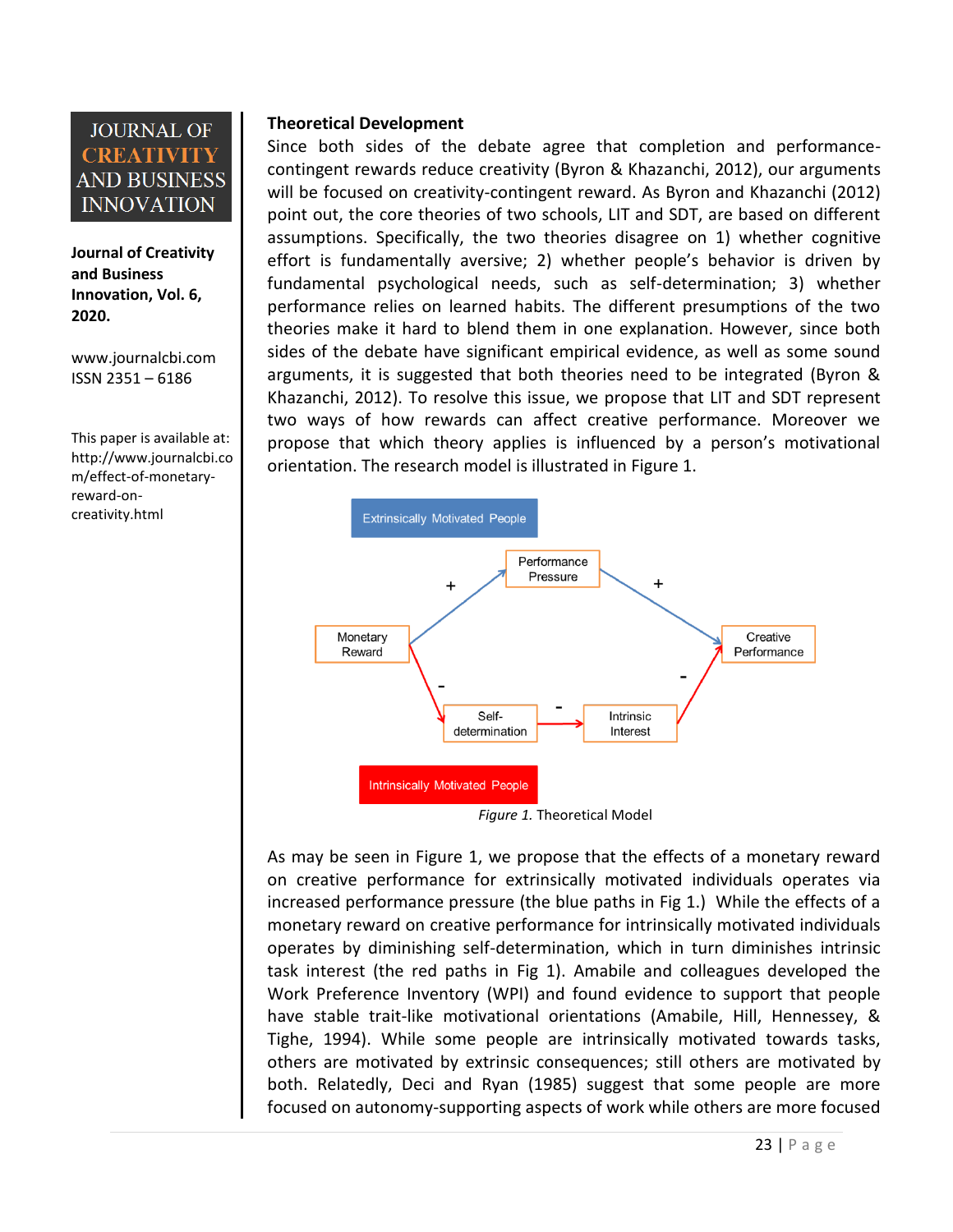## Theoretical Development

Since both sides of the debate agree that completion and performance-contingent rewards reduce creativity (Byron & Khazanchi, 2012), our arguments will be focused on creativity-contingent reward. As Byron and Khazanchi (2012) point out, the core theories of two schools, LIT and SDT, are based on different assumptions. Specifically, the two theories disagree on 1) whether cognitive effort is fundamentally aversive; 2) whether people's behavior is driven by fundamental psychological needs, such as self-determination; 3) whether performance relies on learned habits. The different presumptions of the two theories make it hard to blend them in one explanation. However, since both sides of the debate have significant empirical evidence, as well as some sound arguments, it is suggested that both theories need to be integrated (Byron & Khazanchi, 2012). To resolve this issue, we propose that LIT and SDT represent two ways of how rewards can affect creative performance. Moreover we propose that which theory applies is influenced by a person's motivational orientation. The research model is illustrated in Figure 1.

*Figure 1.* Theoretical Model

As may be seen in Figure 1, we propose that the effects of a monetary reward on creative performance for extrinsically motivated individuals operates via increased performance pressure (the blue paths in Fig 1.) While the effects of a monetary reward on creative performance for intrinsically motivated individuals operates by diminishing self-determination, which in turn diminishes intrinsic task interest (the red paths in Fig 1). Amabile and colleagues developed the Work Preference Inventory (WPI) and found evidence to support that people have stable trait-like motivational orientations (Amabile, Hill, Hennessey, & Tighe, 1994). While some people are intrinsically motivated towards tasks, others are motivated by extrinsic consequences; still others are motivated by both. Relatedly, Deci and Ryan (1985) suggest that some people are more focused on autonomy-supporting aspects of work while others are more focused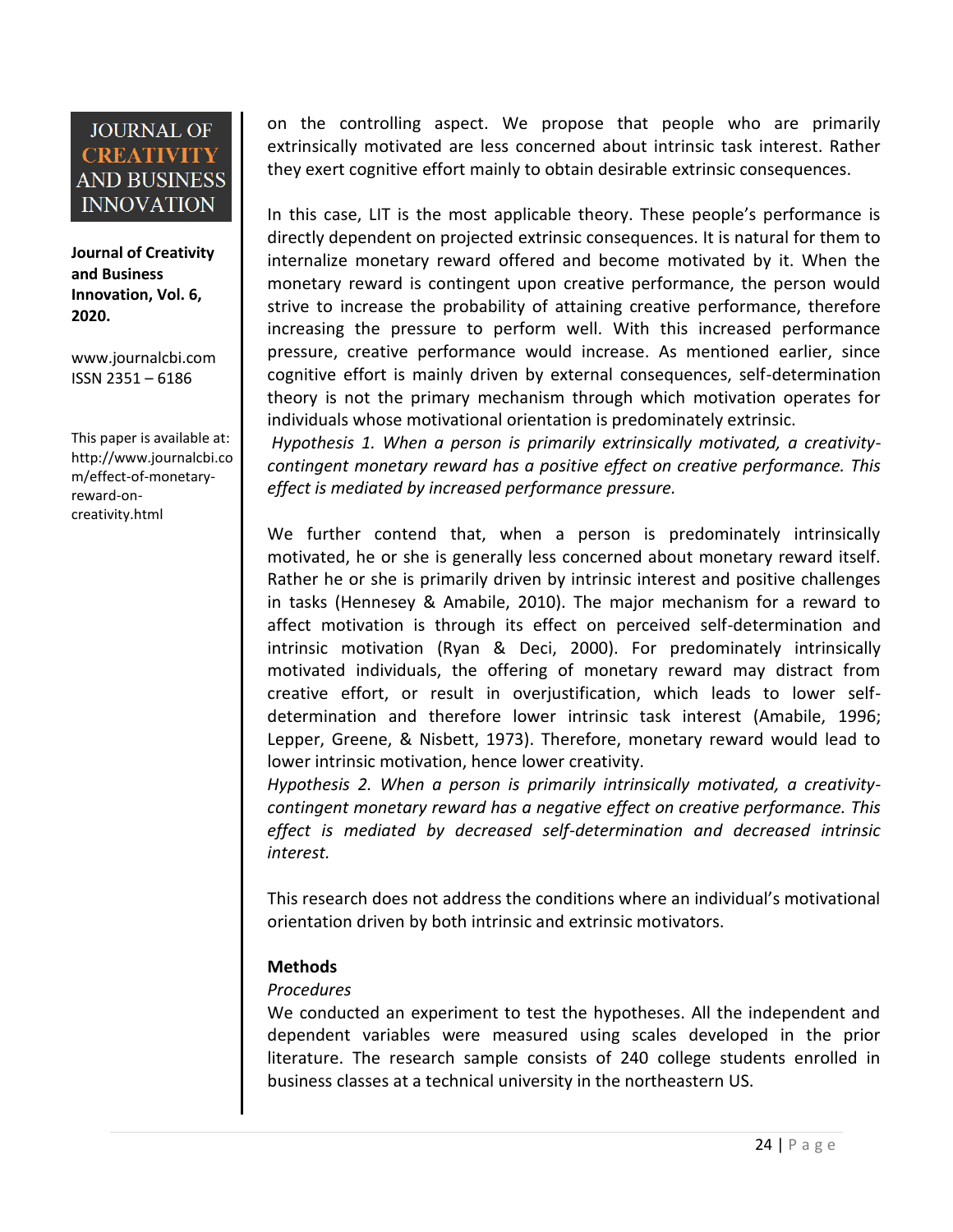on the controlling aspect. We propose that people who are primarily extrinsically motivated are less concerned about intrinsic task interest. Rather they exert cognitive effort mainly to obtain desirable extrinsic consequences.

In this case, LIT is the most applicable theory. These people's performance is directly dependent on projected extrinsic consequences. It is natural for them to internalize monetary reward offered and become motivated by it. When the monetary reward is contingent upon creative performance, the person would strive to increase the probability of attaining creative performance, therefore increasing the pressure to perform well. With this increased performance pressure, creative performance would increase. As mentioned earlier, since cognitive effort is mainly driven by external consequences, self-determination theory is not the primary mechanism through which motivation operates for individuals whose motivational orientation is predominately extrinsic.

*Hypothesis 1. When a person is primarily extrinsically motivated, a creativity-contingent monetary reward has a positive effect on creative performance. This effect is mediated by increased performance pressure.*

We further contend that, when a person is predominately intrinsically motivated, he or she is generally less concerned about monetary reward itself. Rather he or she is primarily driven by intrinsic interest and positive challenges in tasks (Hennesey & Amabile, 2010). The major mechanism for a reward to affect motivation is through its effect on perceived self-determination and intrinsic motivation (Ryan & Deci, 2000). For predominately intrinsically motivated individuals, the offering of monetary reward may distract from creative effort, or result in overjustification, which leads to lower self-determination and therefore lower intrinsic task interest (Amabile, 1996; Lepper, Greene, & Nisbett, 1973). Therefore, monetary reward would lead to lower intrinsic motivation, hence lower creativity.

*Hypothesis 2. When a person is primarily intrinsically motivated, a creativity-contingent monetary reward has a negative effect on creative performance. This effect is mediated by decreased self-determination and decreased intrinsic interest.*

This research does not address the conditions where an individual's motivational orientation driven by both intrinsic and extrinsic motivators.

## Methods

### *Procedures*

We conducted an experiment to test the hypotheses. All the independent and dependent variables were measured using scales developed in the prior literature. The research sample consists of 240 college students enrolled in business classes at a technical university in the northeastern US.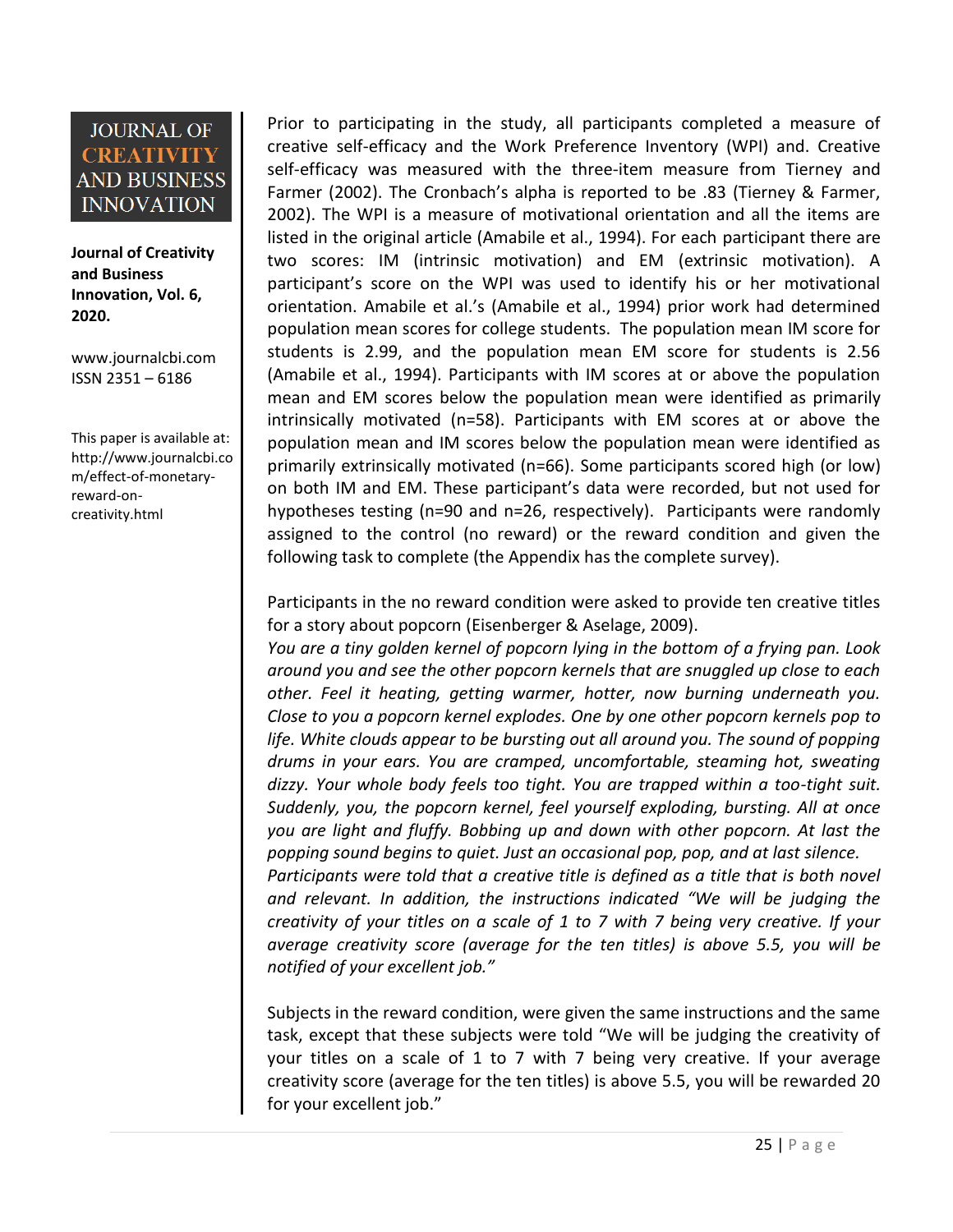Prior to participating in the study, all participants completed a measure of creative self-efficacy and the Work Preference Inventory (WPI) and. Creative self-efficacy was measured with the three-item measure from Tierney and Farmer (2002). The Cronbach's alpha is reported to be .83 (Tierney & Farmer, 2002). The WPI is a measure of motivational orientation and all the items are listed in the original article (Amabile et al., 1994). For each participant there are two scores: IM (intrinsic motivation) and EM (extrinsic motivation). A participant's score on the WPI was used to identify his or her motivational orientation. Amabile et al.'s (Amabile et al., 1994) prior work had determined population mean scores for college students. The population mean IM score for students is 2.99, and the population mean EM score for students is 2.56 (Amabile et al., 1994). Participants with IM scores at or above the population mean and EM scores below the population mean were identified as primarily intrinsically motivated (n=58). Participants with EM scores at or above the population mean and IM scores below the population mean were identified as primarily extrinsically motivated (n=66). Some participants scored high (or low) on both IM and EM. These participant's data were recorded, but not used for hypotheses testing (n=90 and n=26, respectively). Participants were randomly assigned to the control (no reward) or the reward condition and given the following task to complete (the Appendix has the complete survey).

Participants in the no reward condition were asked to provide ten creative titles for a story about popcorn (Eisenberger & Aselage, 2009).

*You are a tiny golden kernel of popcorn lying in the bottom of a frying pan. Look around you and see the other popcorn kernels that are snuggled up close to each other. Feel it heating, getting warmer, hotter, now burning underneath you. Close to you a popcorn kernel explodes. One by one other popcorn kernels pop to life. White clouds appear to be bursting out all around you. The sound of popping drums in your ears. You are cramped, uncomfortable, steaming hot, sweating dizzy. Your whole body feels too tight. You are trapped within a too-tight suit. Suddenly, you, the popcorn kernel, feel yourself exploding, bursting. All at once you are light and fluffy. Bobbing up and down with other popcorn. At last the popping sound begins to quiet. Just an occasional pop, pop, and at last silence.*

*Participants were told that a creative title is defined as a title that is both novel and relevant. In addition, the instructions indicated "We will be judging the creativity of your titles on a scale of 1 to 7 with 7 being very creative. If your average creativity score (average for the ten titles) is above 5.5, you will be notified of your excellent job."*

Subjects in the reward condition, were given the same instructions and the same task, except that these subjects were told "We will be judging the creativity of your titles on a scale of 1 to 7 with 7 being very creative. If your average creativity score (average for the ten titles) is above 5.5, you will be rewarded 20 for your excellent job."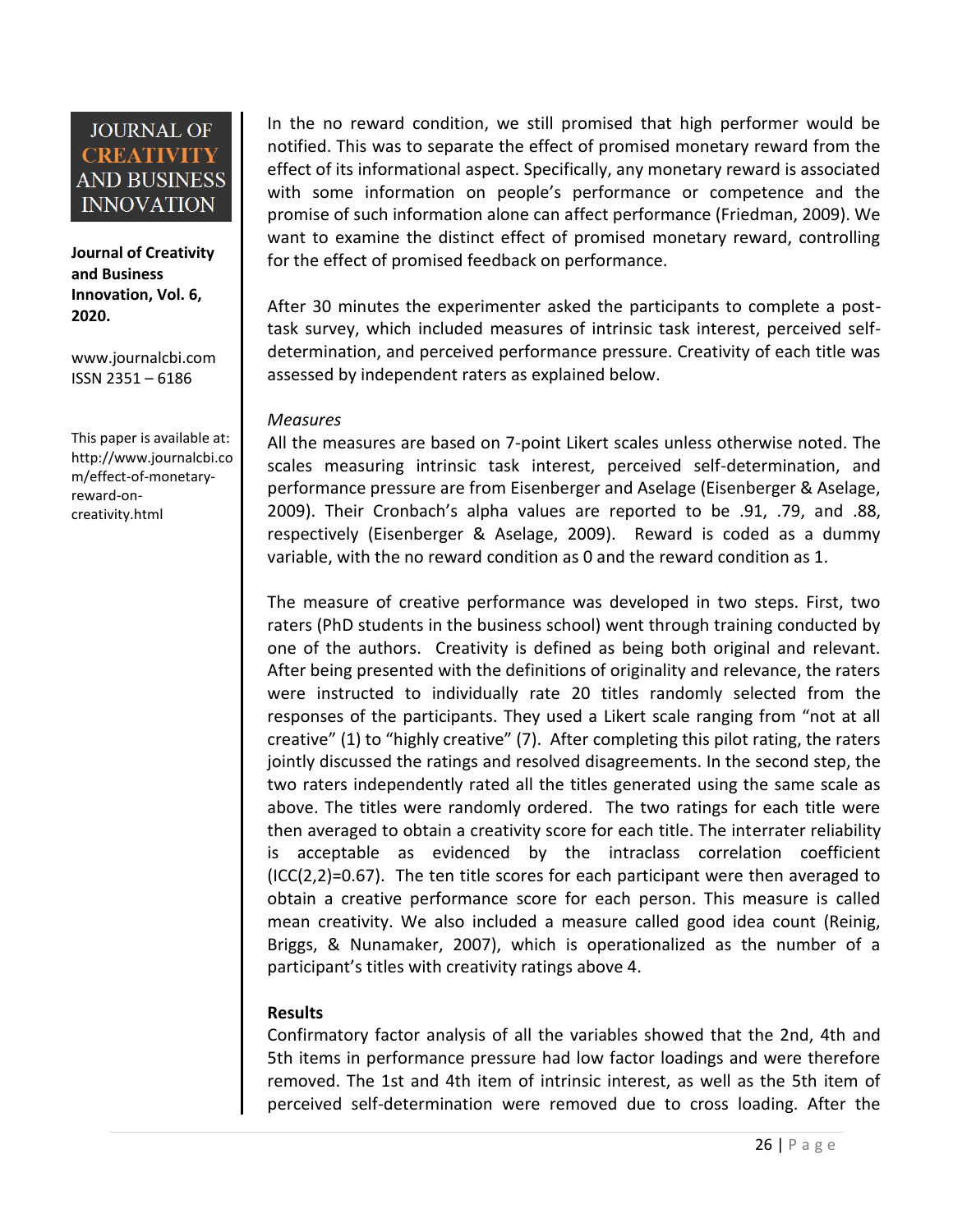In the no reward condition, we still promised that high performer would be notified. This was to separate the effect of promised monetary reward from the effect of its informational aspect. Specifically, any monetary reward is associated with some information on people's performance or competence and the promise of such information alone can affect performance (Friedman, 2009). We want to examine the distinct effect of promised monetary reward, controlling for the effect of promised feedback on performance.

After 30 minutes the experimenter asked the participants to complete a post-task survey, which included measures of intrinsic task interest, perceived self-determination, and perceived performance pressure. Creativity of each title was assessed by independent raters as explained below.

*Measures*

All the measures are based on 7-point Likert scales unless otherwise noted. The scales measuring intrinsic task interest, perceived self-determination, and performance pressure are from Eisenberger and Aselage (Eisenberger & Aselage, 2009). Their Cronbach's alpha values are reported to be .91, .79, and .88, respectively (Eisenberger & Aselage, 2009). Reward is coded as a dummy variable, with the no reward condition as 0 and the reward condition as 1.

The measure of creative performance was developed in two steps. First, two raters (PhD students in the business school) went through training conducted by one of the authors. Creativity is defined as being both original and relevant. After being presented with the definitions of originality and relevance, the raters were instructed to individually rate 20 titles randomly selected from the responses of the participants. They used a Likert scale ranging from "not at all creative" (1) to "highly creative" (7). After completing this pilot rating, the raters jointly discussed the ratings and resolved disagreements. In the second step, the two raters independently rated all the titles generated using the same scale as above. The titles were randomly ordered. The two ratings for each title were then averaged to obtain a creativity score for each title. The interrater reliability is acceptable as evidenced by the intraclass correlation coefficient (ICC(2,2)=0.67). The ten title scores for each participant were then averaged to obtain a creative performance score for each person. This measure is called mean creativity. We also included a measure called good idea count (Reinig, Briggs, & Nunamaker, 2007), which is operationalized as the number of a participant's titles with creativity ratings above 4.

**Results**

Confirmatory factor analysis of all the variables showed that the 2nd, 4th and 5th items in performance pressure had low factor loadings and were therefore removed. The 1st and 4th item of intrinsic interest, as well as the 5th item of perceived self-determination were removed due to cross loading. After the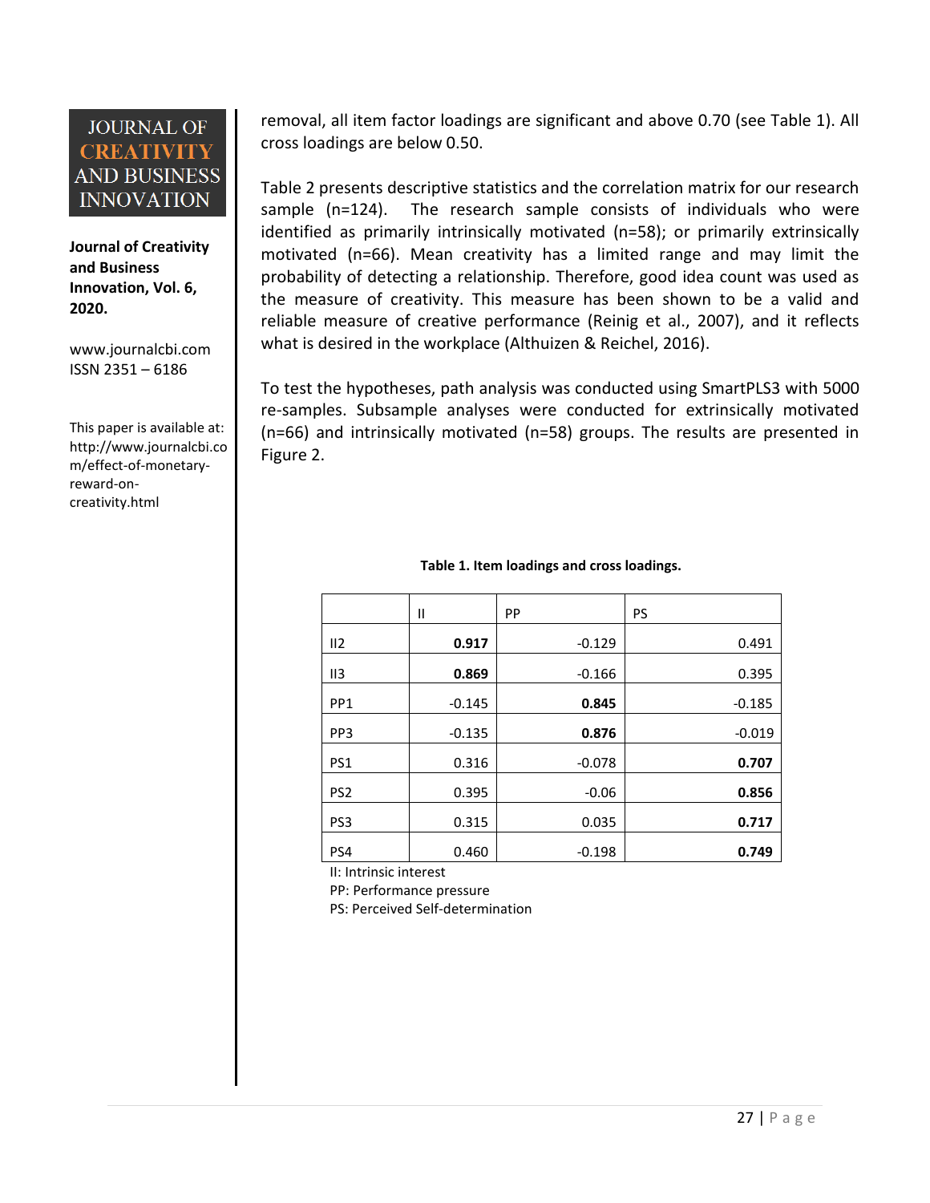removal, all item factor loadings are significant and above 0.70 (see Table 1). All cross loadings are below 0.50.

Table 2 presents descriptive statistics and the correlation matrix for our research sample (n=124). The research sample consists of individuals who were identified as primarily intrinsically motivated (n=58); or primarily extrinsically motivated (n=66). Mean creativity has a limited range and may limit the probability of detecting a relationship. Therefore, good idea count was used as the measure of creativity. This measure has been shown to be a valid and reliable measure of creative performance (Reinig et al., 2007), and it reflects what is desired in the workplace (Althuizen & Reichel, 2016).

To test the hypotheses, path analysis was conducted using SmartPLS3 with 5000 re-samples. Subsample analyses were conducted for extrinsically motivated (n=66) and intrinsically motivated (n=58) groups. The results are presented in Figure 2.

**Table 1. Item loadings and cross loadings.**

| | II | PP | PS |
|---|---|---|---|
| II2 | **0.917** | -0.129 | 0.491 |
| II3 | **0.869** | -0.166 | 0.395 |
| PP1 | -0.145 | **0.845** | -0.185 |
| PP3 | -0.135 | **0.876** | -0.019 |
| PS1 | 0.316 | -0.078 | **0.707** |
| PS2 | 0.395 | -0.06 | **0.856** |
| PS3 | 0.315 | 0.035 | **0.717** |
| PS4 | 0.460 | -0.198 | **0.749** |

II: Intrinsic interest
PP: Performance pressure
PS: Perceived Self-determination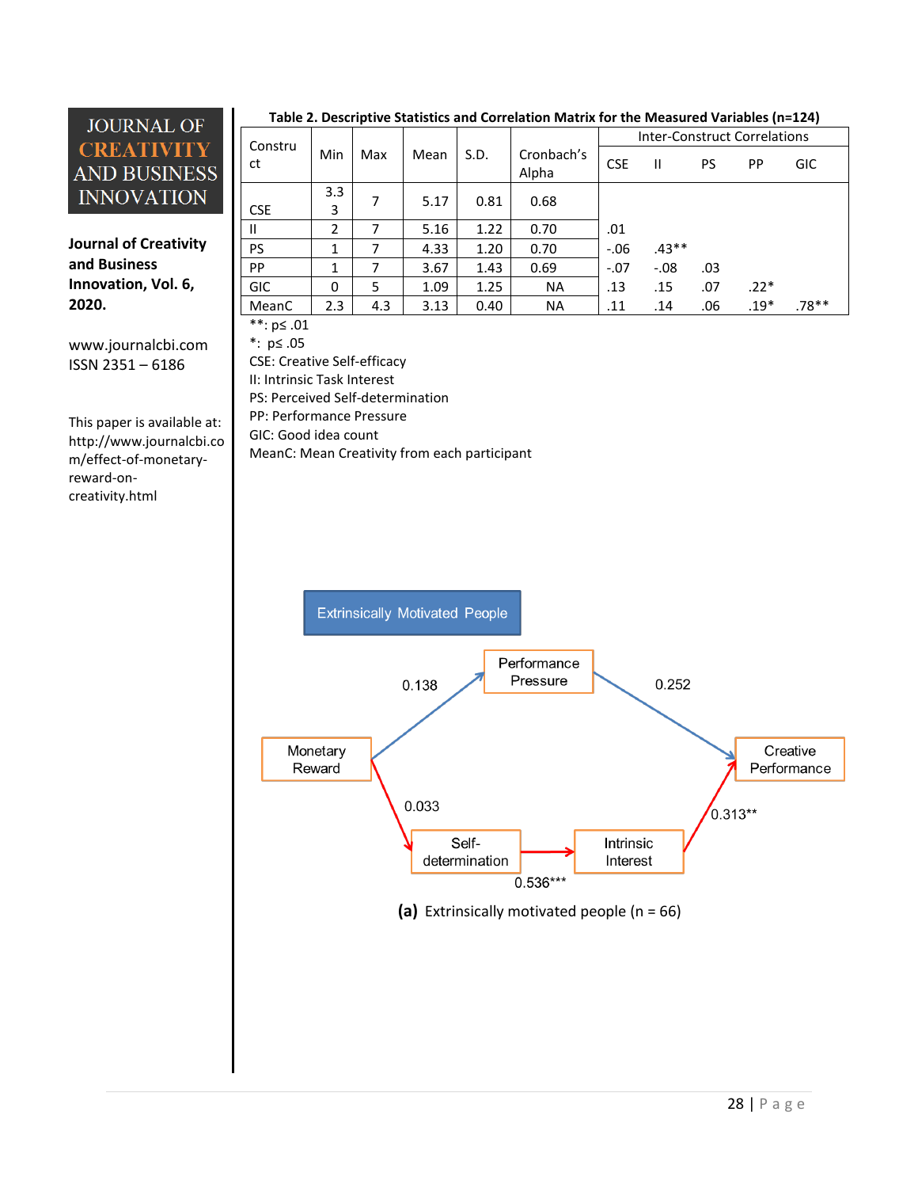**Table 2. Descriptive Statistics and Correlation Matrix for the Measured Variables (n=124)**

| Construct | Min | Max | Mean | S.D. | Cronbach's Alpha | Inter-Construct Correlations | | | | |
|---|---|---|---|---|---|---|---|---|---|---|
| | | | | | | CSE | II | PS | PP | GIC |
| CSE | 3.33 | 7 | 5.17 | 0.81 | 0.68 | | | | | |
| II | 2 | 7 | 5.16 | 1.22 | 0.70 | .01 | | | | |
| PS | 1 | 7 | 4.33 | 1.20 | 0.70 | -.06 | .43** | | | |
| PP | 1 | 7 | 3.67 | 1.43 | 0.69 | -.07 | -.08 | .03 | | |
| GIC | 0 | 5 | 1.09 | 1.25 | NA | .13 | .15 | .07 | .22* | |
| MeanC | 2.3 | 4.3 | 3.13 | 0.40 | NA | .11 | .14 | .06 | .19* | .78** |

**: p≤ .01
*: p≤ .05
CSE: Creative Self-efficacy
II: Intrinsic Task Interest
PS: Perceived Self-determination
PP: Performance Pressure
GIC: Good idea count
MeanC: Mean Creativity from each participant

Extrinsically Motivated People

Monetary Reward → Performance Pressure: 0.138
Performance Pressure → Creative Performance: 0.252
Monetary Reward → Self-determination: 0.033
Self-determination → Intrinsic Interest: 0.536***
Intrinsic Interest → Creative Performance: 0.313**

**(a)** Extrinsically motivated people (n = 66)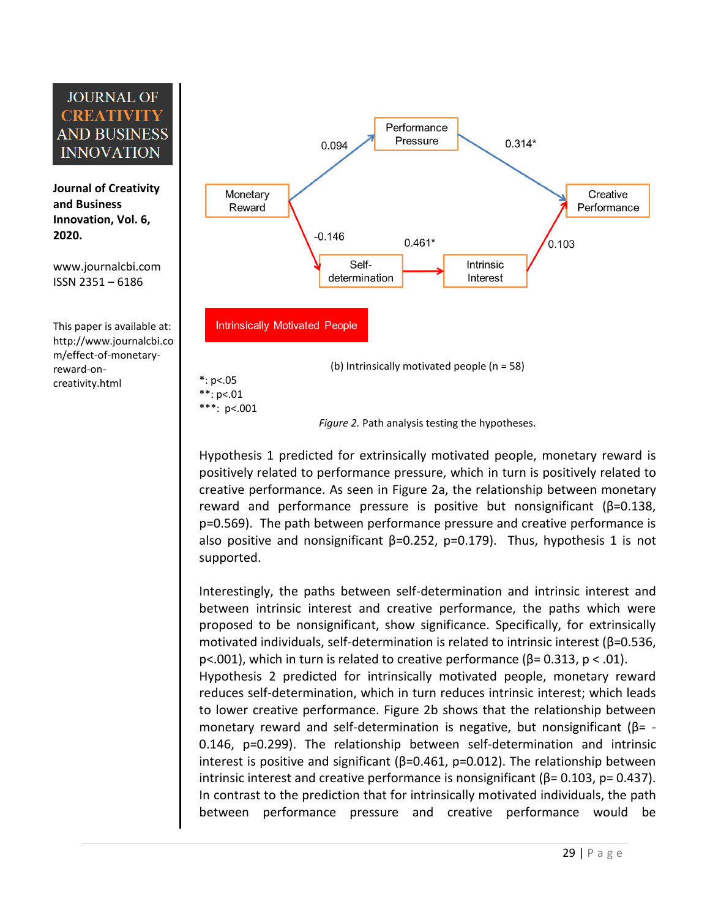Performance Pressure

Monetary Reward

Creative Performance

Self-determination

Intrinsic Interest

0.094

0.314*

-0.146

0.461*

0.103

Intrinsically Motivated People

(b) Intrinsically motivated people (n = 58)

*: p<.05
**: p<.01
***: p<.001

*Figure 2.* Path analysis testing the hypotheses.

Hypothesis 1 predicted for extrinsically motivated people, monetary reward is positively related to performance pressure, which in turn is positively related to creative performance. As seen in Figure 2a, the relationship between monetary reward and performance pressure is positive but nonsignificant (β=0.138, p=0.569). The path between performance pressure and creative performance is also positive and nonsignificant β=0.252, p=0.179). Thus, hypothesis 1 is not supported.

Interestingly, the paths between self-determination and intrinsic interest and between intrinsic interest and creative performance, the paths which were proposed to be nonsignificant, show significance. Specifically, for extrinsically motivated individuals, self-determination is related to intrinsic interest (β=0.536, p<.001), which in turn is related to creative performance (β= 0.313, p < .01).
Hypothesis 2 predicted for intrinsically motivated people, monetary reward reduces self-determination, which in turn reduces intrinsic interest; which leads to lower creative performance. Figure 2b shows that the relationship between monetary reward and self-determination is negative, but nonsignificant (β= -0.146, p=0.299). The relationship between self-determination and intrinsic interest is positive and significant (β=0.461, p=0.012). The relationship between intrinsic interest and creative performance is nonsignificant (β= 0.103, p= 0.437). In contrast to the prediction that for intrinsically motivated individuals, the path between performance pressure and creative performance would be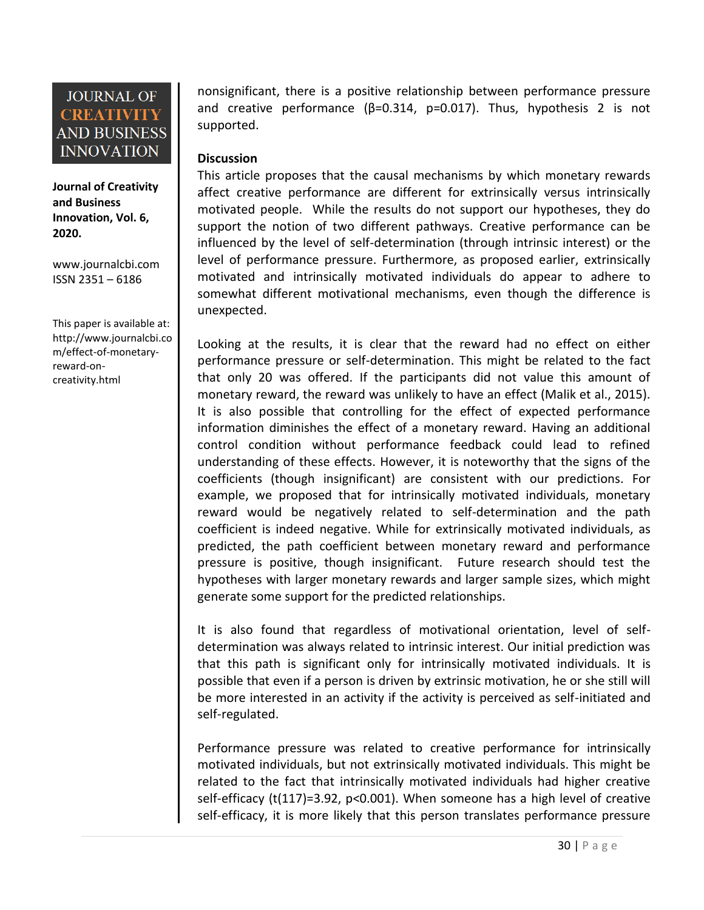nonsignificant, there is a positive relationship between performance pressure and creative performance ($\beta=0.314$, $p=0.017$). Thus, hypothesis 2 is not supported.

**Discussion**

This article proposes that the causal mechanisms by which monetary rewards affect creative performance are different for extrinsically versus intrinsically motivated people. While the results do not support our hypotheses, they do support the notion of two different pathways. Creative performance can be influenced by the level of self-determination (through intrinsic interest) or the level of performance pressure. Furthermore, as proposed earlier, extrinsically motivated and intrinsically motivated individuals do appear to adhere to somewhat different motivational mechanisms, even though the difference is unexpected.

Looking at the results, it is clear that the reward had no effect on either performance pressure or self-determination. This might be related to the fact that only 20 was offered. If the participants did not value this amount of monetary reward, the reward was unlikely to have an effect (Malik et al., 2015). It is also possible that controlling for the effect of expected performance information diminishes the effect of a monetary reward. Having an additional control condition without performance feedback could lead to refined understanding of these effects. However, it is noteworthy that the signs of the coefficients (though insignificant) are consistent with our predictions. For example, we proposed that for intrinsically motivated individuals, monetary reward would be negatively related to self-determination and the path coefficient is indeed negative. While for extrinsically motivated individuals, as predicted, the path coefficient between monetary reward and performance pressure is positive, though insignificant. Future research should test the hypotheses with larger monetary rewards and larger sample sizes, which might generate some support for the predicted relationships.

It is also found that regardless of motivational orientation, level of self-determination was always related to intrinsic interest. Our initial prediction was that this path is significant only for intrinsically motivated individuals. It is possible that even if a person is driven by extrinsic motivation, he or she still will be more interested in an activity if the activity is perceived as self-initiated and self-regulated.

Performance pressure was related to creative performance for intrinsically motivated individuals, but not extrinsically motivated individuals. This might be related to the fact that intrinsically motivated individuals had higher creative self-efficacy ($t(117)=3.92$, $p<0.001$). When someone has a high level of creative self-efficacy, it is more likely that this person translates performance pressure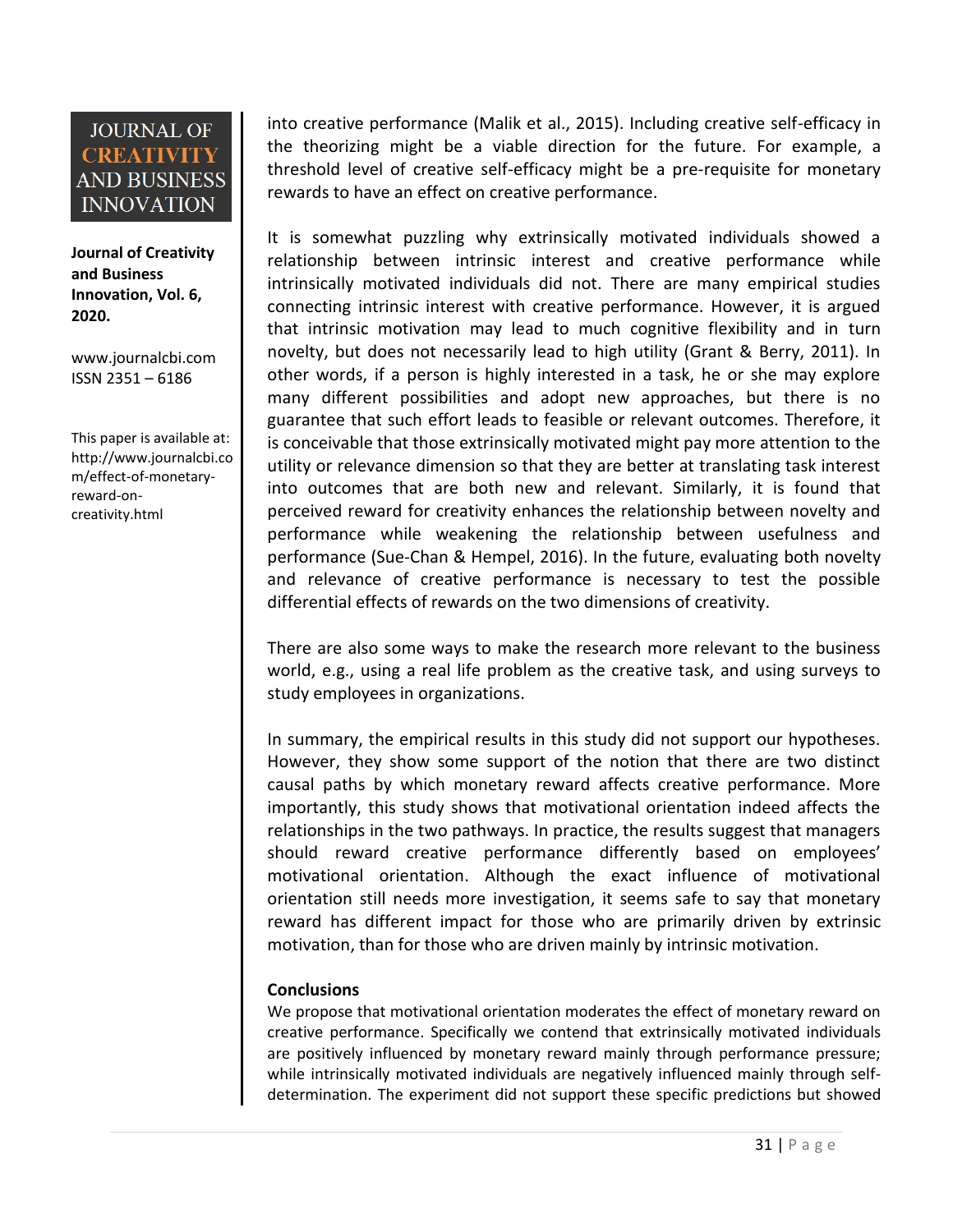into creative performance (Malik et al., 2015). Including creative self-efficacy in the theorizing might be a viable direction for the future. For example, a threshold level of creative self-efficacy might be a pre-requisite for monetary rewards to have an effect on creative performance.

It is somewhat puzzling why extrinsically motivated individuals showed a relationship between intrinsic interest and creative performance while intrinsically motivated individuals did not. There are many empirical studies connecting intrinsic interest with creative performance. However, it is argued that intrinsic motivation may lead to much cognitive flexibility and in turn novelty, but does not necessarily lead to high utility (Grant & Berry, 2011). In other words, if a person is highly interested in a task, he or she may explore many different possibilities and adopt new approaches, but there is no guarantee that such effort leads to feasible or relevant outcomes. Therefore, it is conceivable that those extrinsically motivated might pay more attention to the utility or relevance dimension so that they are better at translating task interest into outcomes that are both new and relevant. Similarly, it is found that perceived reward for creativity enhances the relationship between novelty and performance while weakening the relationship between usefulness and performance (Sue-Chan & Hempel, 2016). In the future, evaluating both novelty and relevance of creative performance is necessary to test the possible differential effects of rewards on the two dimensions of creativity.

There are also some ways to make the research more relevant to the business world, e.g., using a real life problem as the creative task, and using surveys to study employees in organizations.

In summary, the empirical results in this study did not support our hypotheses. However, they show some support of the notion that there are two distinct causal paths by which monetary reward affects creative performance. More importantly, this study shows that motivational orientation indeed affects the relationships in the two pathways. In practice, the results suggest that managers should reward creative performance differently based on employees' motivational orientation. Although the exact influence of motivational orientation still needs more investigation, it seems safe to say that monetary reward has different impact for those who are primarily driven by extrinsic motivation, than for those who are driven mainly by intrinsic motivation.

## Conclusions

We propose that motivational orientation moderates the effect of monetary reward on creative performance. Specifically we contend that extrinsically motivated individuals are positively influenced by monetary reward mainly through performance pressure; while intrinsically motivated individuals are negatively influenced mainly through self-determination. The experiment did not support these specific predictions but showed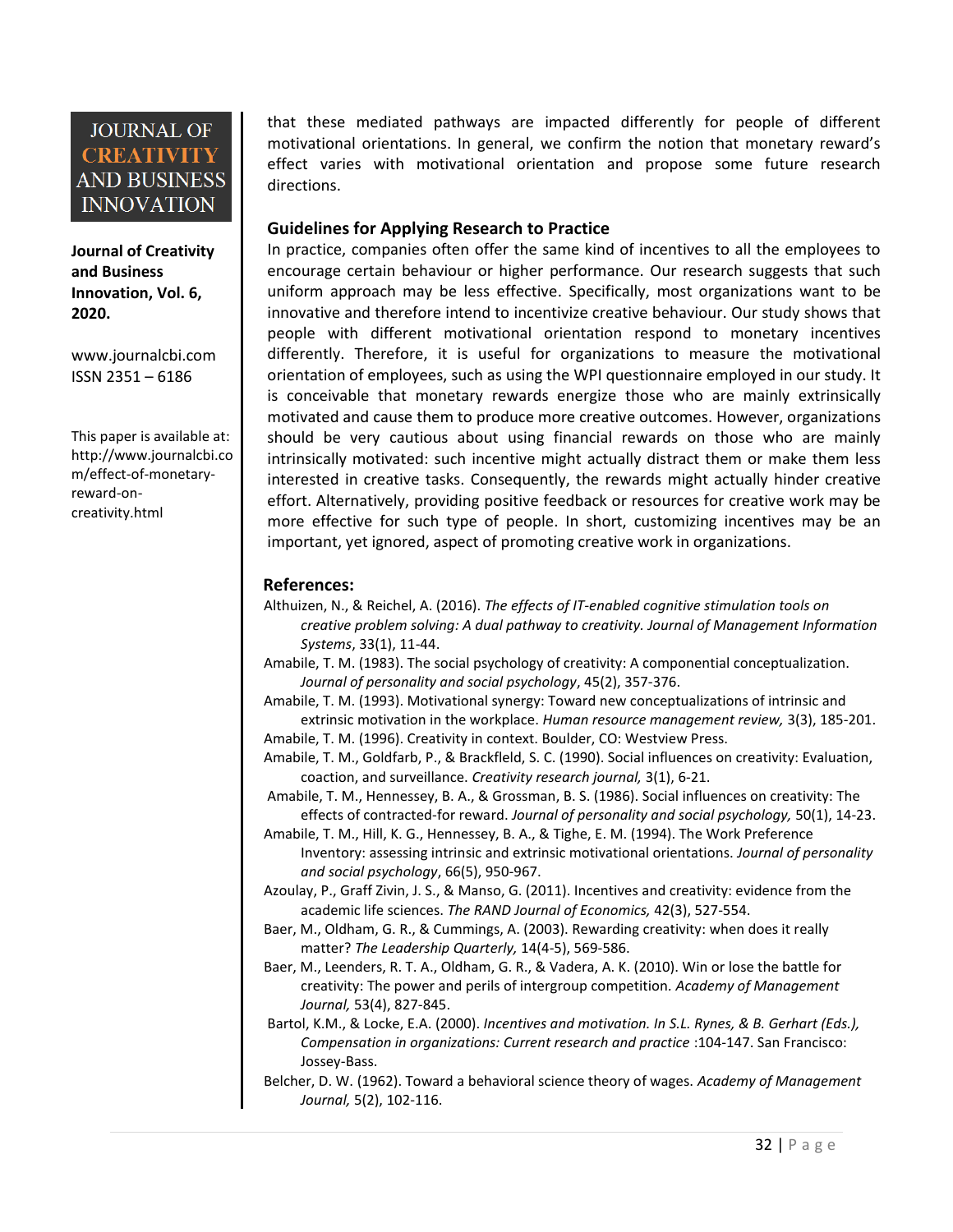that these mediated pathways are impacted differently for people of different motivational orientations. In general, we confirm the notion that monetary reward's effect varies with motivational orientation and propose some future research directions.

## Guidelines for Applying Research to Practice

In practice, companies often offer the same kind of incentives to all the employees to encourage certain behaviour or higher performance. Our research suggests that such uniform approach may be less effective. Specifically, most organizations want to be innovative and therefore intend to incentivize creative behaviour. Our study shows that people with different motivational orientation respond to monetary incentives differently. Therefore, it is useful for organizations to measure the motivational orientation of employees, such as using the WPI questionnaire employed in our study. It is conceivable that monetary rewards energize those who are mainly extrinsically motivated and cause them to produce more creative outcomes. However, organizations should be very cautious about using financial rewards on those who are mainly intrinsically motivated: such incentive might actually distract them or make them less interested in creative tasks. Consequently, the rewards might actually hinder creative effort. Alternatively, providing positive feedback or resources for creative work may be more effective for such type of people. In short, customizing incentives may be an important, yet ignored, aspect of promoting creative work in organizations.

## References:

Althuizen, N., & Reichel, A. (2016). *The effects of IT-enabled cognitive stimulation tools on creative problem solving: A dual pathway to creativity. Journal of Management Information Systems*, 33(1), 11-44.

Amabile, T. M. (1983). The social psychology of creativity: A componential conceptualization. *Journal of personality and social psychology*, 45(2), 357-376.

Amabile, T. M. (1993). Motivational synergy: Toward new conceptualizations of intrinsic and extrinsic motivation in the workplace. *Human resource management review,* 3(3), 185-201.

Amabile, T. M. (1996). Creativity in context. Boulder, CO: Westview Press.

Amabile, T. M., Goldfarb, P., & Brackfleld, S. C. (1990). Social influences on creativity: Evaluation, coaction, and surveillance. *Creativity research journal,* 3(1), 6-21.

Amabile, T. M., Hennessey, B. A., & Grossman, B. S. (1986). Social influences on creativity: The effects of contracted-for reward. *Journal of personality and social psychology,* 50(1), 14-23.

Amabile, T. M., Hill, K. G., Hennessey, B. A., & Tighe, E. M. (1994). The Work Preference Inventory: assessing intrinsic and extrinsic motivational orientations. *Journal of personality and social psychology*, 66(5), 950-967.

Azoulay, P., Graff Zivin, J. S., & Manso, G. (2011). Incentives and creativity: evidence from the academic life sciences. *The RAND Journal of Economics,* 42(3), 527-554.

Baer, M., Oldham, G. R., & Cummings, A. (2003). Rewarding creativity: when does it really matter? *The Leadership Quarterly,* 14(4-5), 569-586.

Baer, M., Leenders, R. T. A., Oldham, G. R., & Vadera, A. K. (2010). Win or lose the battle for creativity: The power and perils of intergroup competition. *Academy of Management Journal,* 53(4), 827-845.

Bartol, K.M., & Locke, E.A. (2000). *Incentives and motivation. In S.L. Rynes, & B. Gerhart (Eds.), Compensation in organizations: Current research and practice* :104-147. San Francisco: Jossey-Bass.

Belcher, D. W. (1962). Toward a behavioral science theory of wages. *Academy of Management Journal,* 5(2), 102-116.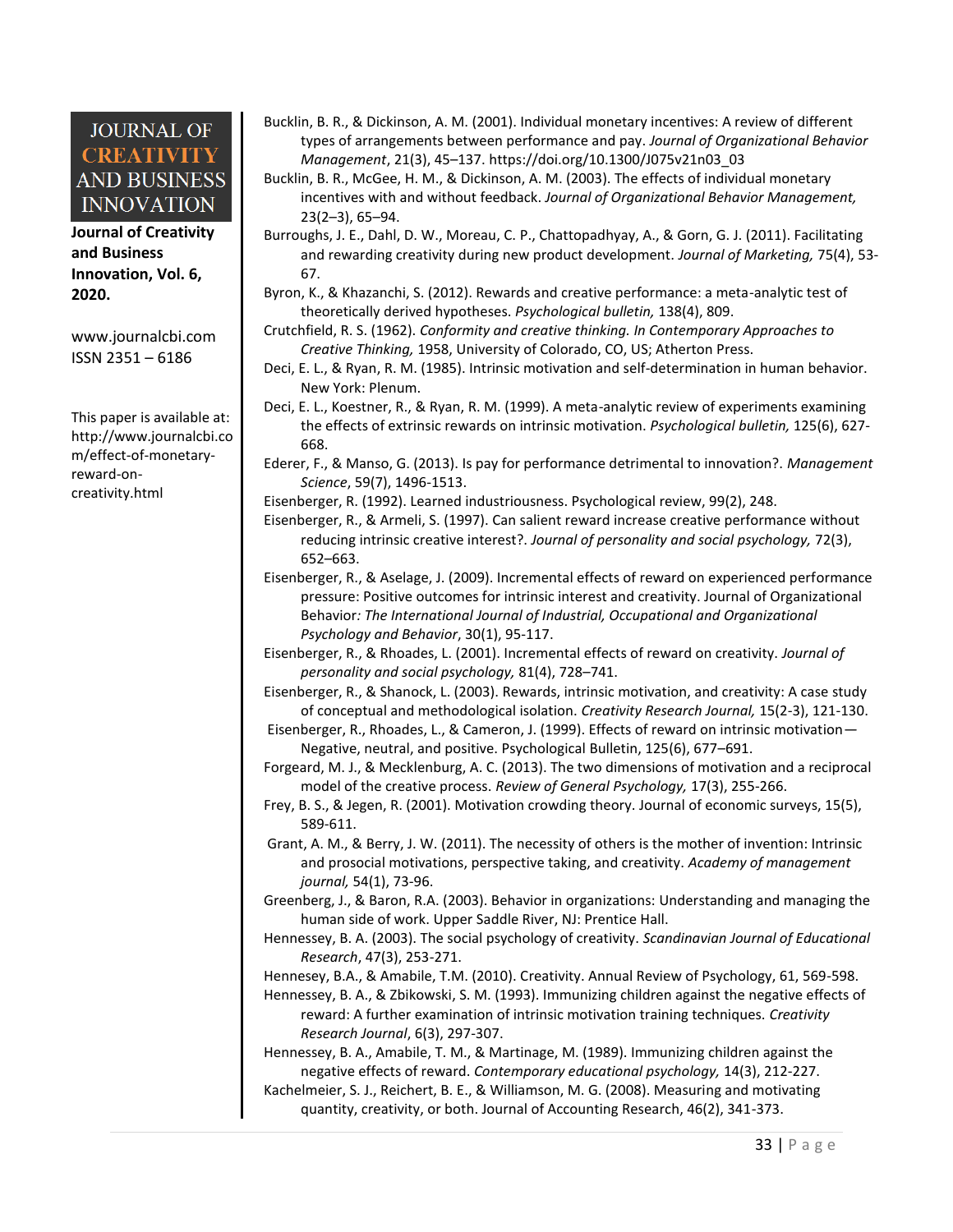Bucklin, B. R., & Dickinson, A. M. (2001). Individual monetary incentives: A review of different types of arrangements between performance and pay. *Journal of Organizational Behavior Management*, 21(3), 45–137. https://doi.org/10.1300/J075v21n03_03

Bucklin, B. R., McGee, H. M., & Dickinson, A. M. (2003). The effects of individual monetary incentives with and without feedback. *Journal of Organizational Behavior Management,* 23(2–3), 65–94.

Burroughs, J. E., Dahl, D. W., Moreau, C. P., Chattopadhyay, A., & Gorn, G. J. (2011). Facilitating and rewarding creativity during new product development. *Journal of Marketing,* 75(4), 53-67.

Byron, K., & Khazanchi, S. (2012). Rewards and creative performance: a meta-analytic test of theoretically derived hypotheses. *Psychological bulletin,* 138(4), 809.

Crutchfield, R. S. (1962). *Conformity and creative thinking. In Contemporary Approaches to Creative Thinking,* 1958, University of Colorado, CO, US; Atherton Press.

Deci, E. L., & Ryan, R. M. (1985). Intrinsic motivation and self-determination in human behavior. New York: Plenum.

Deci, E. L., Koestner, R., & Ryan, R. M. (1999). A meta-analytic review of experiments examining the effects of extrinsic rewards on intrinsic motivation. *Psychological bulletin,* 125(6), 627-668.

Ederer, F., & Manso, G. (2013). Is pay for performance detrimental to innovation?. *Management Science*, 59(7), 1496-1513.

Eisenberger, R. (1992). Learned industriousness. Psychological review, 99(2), 248.

Eisenberger, R., & Armeli, S. (1997). Can salient reward increase creative performance without reducing intrinsic creative interest?. *Journal of personality and social psychology,* 72(3), 652–663.

Eisenberger, R., & Aselage, J. (2009). Incremental effects of reward on experienced performance pressure: Positive outcomes for intrinsic interest and creativity. Journal of Organizational Behavior*: The International Journal of Industrial, Occupational and Organizational Psychology and Behavior*, 30(1), 95-117.

Eisenberger, R., & Rhoades, L. (2001). Incremental effects of reward on creativity. *Journal of personality and social psychology,* 81(4), 728–741.

Eisenberger, R., & Shanock, L. (2003). Rewards, intrinsic motivation, and creativity: A case study of conceptual and methodological isolation. *Creativity Research Journal,* 15(2-3), 121-130.

Eisenberger, R., Rhoades, L., & Cameron, J. (1999). Effects of reward on intrinsic motivation—Negative, neutral, and positive. Psychological Bulletin, 125(6), 677–691.

Forgeard, M. J., & Mecklenburg, A. C. (2013). The two dimensions of motivation and a reciprocal model of the creative process. *Review of General Psychology,* 17(3), 255-266.

Frey, B. S., & Jegen, R. (2001). Motivation crowding theory. Journal of economic surveys, 15(5), 589-611.

Grant, A. M., & Berry, J. W. (2011). The necessity of others is the mother of invention: Intrinsic and prosocial motivations, perspective taking, and creativity. *Academy of management journal,* 54(1), 73-96.

Greenberg, J., & Baron, R.A. (2003). Behavior in organizations: Understanding and managing the human side of work. Upper Saddle River, NJ: Prentice Hall.

Hennessey, B. A. (2003). The social psychology of creativity. *Scandinavian Journal of Educational Research*, 47(3), 253-271.

Hennesey, B.A., & Amabile, T.M. (2010). Creativity. Annual Review of Psychology, 61, 569-598.

Hennessey, B. A., & Zbikowski, S. M. (1993). Immunizing children against the negative effects of reward: A further examination of intrinsic motivation training techniques. *Creativity Research Journal*, 6(3), 297-307.

Hennessey, B. A., Amabile, T. M., & Martinage, M. (1989). Immunizing children against the negative effects of reward. *Contemporary educational psychology,* 14(3), 212-227.

Kachelmeier, S. J., Reichert, B. E., & Williamson, M. G. (2008). Measuring and motivating quantity, creativity, or both. Journal of Accounting Research, 46(2), 341-373.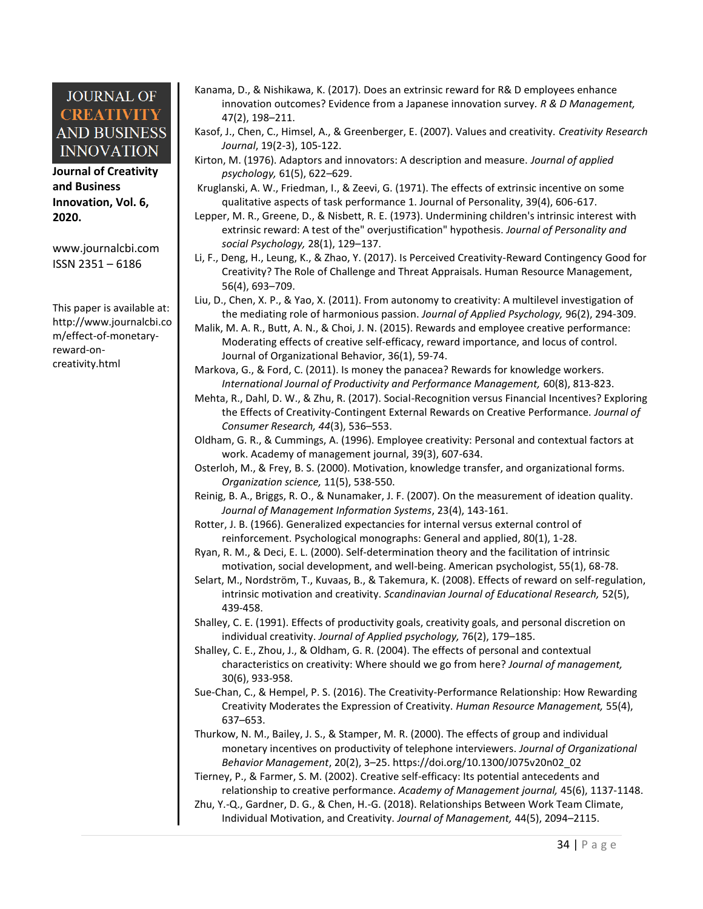Kanama, D., & Nishikawa, K. (2017). Does an extrinsic reward for R& D employees enhance innovation outcomes? Evidence from a Japanese innovation survey. *R & D Management,* 47(2), 198–211.

Kasof, J., Chen, C., Himsel, A., & Greenberger, E. (2007). Values and creativity. *Creativity Research Journal*, 19(2-3), 105-122.

Kirton, M. (1976). Adaptors and innovators: A description and measure. *Journal of applied psychology,* 61(5), 622–629.

Kruglanski, A. W., Friedman, I., & Zeevi, G. (1971). The effects of extrinsic incentive on some qualitative aspects of task performance 1. Journal of Personality, 39(4), 606-617.

Lepper, M. R., Greene, D., & Nisbett, R. E. (1973). Undermining children's intrinsic interest with extrinsic reward: A test of the" overjustification" hypothesis. *Journal of Personality and social Psychology,* 28(1), 129–137.

Li, F., Deng, H., Leung, K., & Zhao, Y. (2017). Is Perceived Creativity-Reward Contingency Good for Creativity? The Role of Challenge and Threat Appraisals. Human Resource Management, 56(4), 693–709.

Liu, D., Chen, X. P., & Yao, X. (2011). From autonomy to creativity: A multilevel investigation of the mediating role of harmonious passion. *Journal of Applied Psychology,* 96(2), 294-309.

Malik, M. A. R., Butt, A. N., & Choi, J. N. (2015). Rewards and employee creative performance: Moderating effects of creative self-efficacy, reward importance, and locus of control. Journal of Organizational Behavior, 36(1), 59-74.

Markova, G., & Ford, C. (2011). Is money the panacea? Rewards for knowledge workers. *International Journal of Productivity and Performance Management,* 60(8), 813-823.

Mehta, R., Dahl, D. W., & Zhu, R. (2017). Social-Recognition versus Financial Incentives? Exploring the Effects of Creativity-Contingent External Rewards on Creative Performance. *Journal of Consumer Research, 44*(3), 536–553.

Oldham, G. R., & Cummings, A. (1996). Employee creativity: Personal and contextual factors at work. Academy of management journal, 39(3), 607-634.

Osterloh, M., & Frey, B. S. (2000). Motivation, knowledge transfer, and organizational forms. *Organization science,* 11(5), 538-550.

Reinig, B. A., Briggs, R. O., & Nunamaker, J. F. (2007). On the measurement of ideation quality. *Journal of Management Information Systems*, 23(4), 143-161.

Rotter, J. B. (1966). Generalized expectancies for internal versus external control of reinforcement. Psychological monographs: General and applied, 80(1), 1-28.

Ryan, R. M., & Deci, E. L. (2000). Self-determination theory and the facilitation of intrinsic motivation, social development, and well-being. American psychologist, 55(1), 68-78.

Selart, M., Nordström, T., Kuvaas, B., & Takemura, K. (2008). Effects of reward on self-regulation, intrinsic motivation and creativity. *Scandinavian Journal of Educational Research,* 52(5), 439-458.

Shalley, C. E. (1991). Effects of productivity goals, creativity goals, and personal discretion on individual creativity. *Journal of Applied psychology,* 76(2), 179–185.

Shalley, C. E., Zhou, J., & Oldham, G. R. (2004). The effects of personal and contextual characteristics on creativity: Where should we go from here? *Journal of management,* 30(6), 933-958.

Sue-Chan, C., & Hempel, P. S. (2016). The Creativity-Performance Relationship: How Rewarding Creativity Moderates the Expression of Creativity. *Human Resource Management,* 55(4), 637–653.

Thurkow, N. M., Bailey, J. S., & Stamper, M. R. (2000). The effects of group and individual monetary incentives on productivity of telephone interviewers. *Journal of Organizational Behavior Management*, 20(2), 3–25. https://doi.org/10.1300/J075v20n02_02

Tierney, P., & Farmer, S. M. (2002). Creative self-efficacy: Its potential antecedents and relationship to creative performance. *Academy of Management journal,* 45(6), 1137-1148.

Zhu, Y.-Q., Gardner, D. G., & Chen, H.-G. (2018). Relationships Between Work Team Climate, Individual Motivation, and Creativity. *Journal of Management,* 44(5), 2094–2115.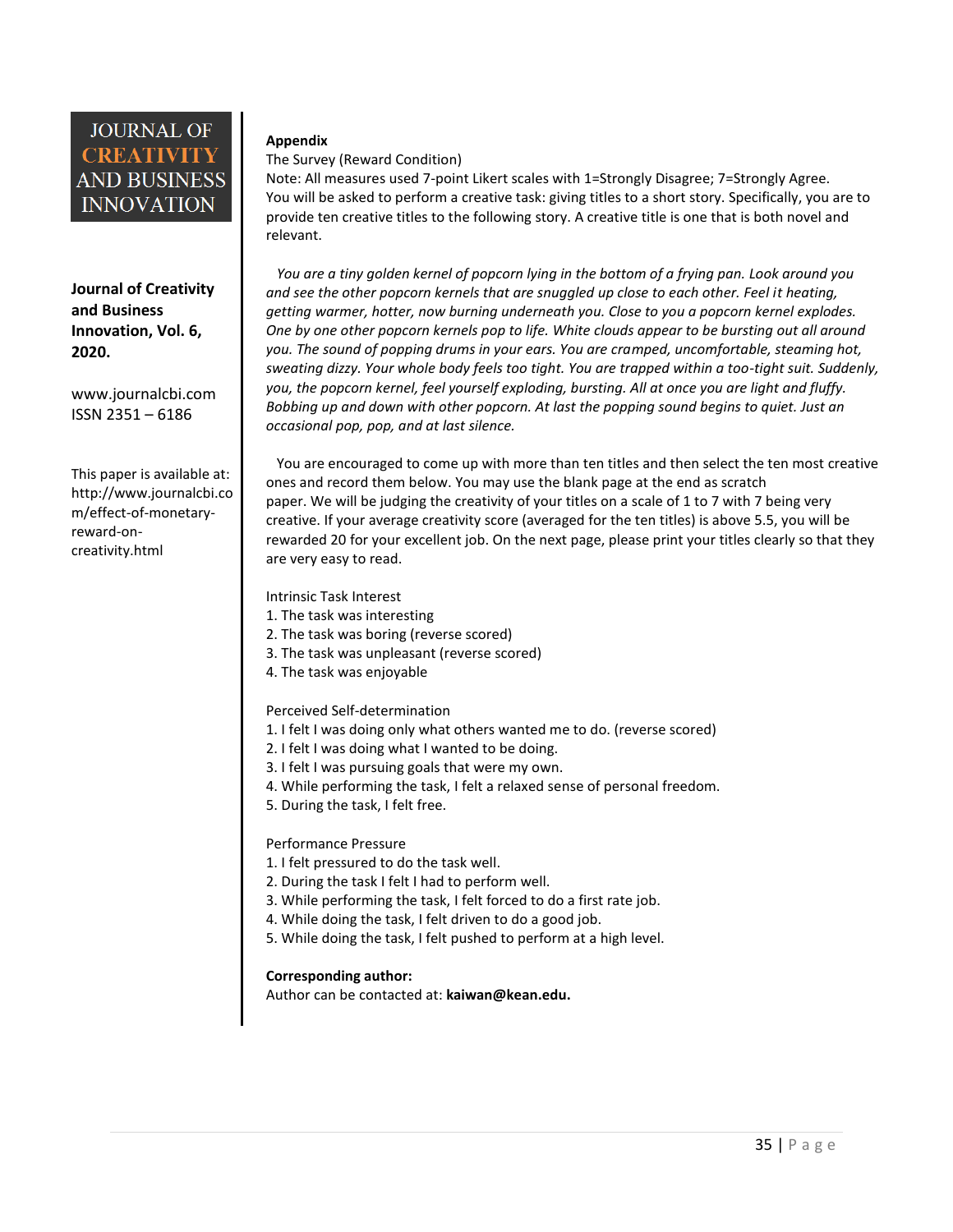**Appendix**

The Survey (Reward Condition)

Note: All measures used 7-point Likert scales with 1=Strongly Disagree; 7=Strongly Agree.

You will be asked to perform a creative task: giving titles to a short story. Specifically, you are to provide ten creative titles to the following story. A creative title is one that is both novel and relevant.

*You are a tiny golden kernel of popcorn lying in the bottom of a frying pan. Look around you and see the other popcorn kernels that are snuggled up close to each other. Feel it heating, getting warmer, hotter, now burning underneath you. Close to you a popcorn kernel explodes. One by one other popcorn kernels pop to life. White clouds appear to be bursting out all around you. The sound of popping drums in your ears. You are cramped, uncomfortable, steaming hot, sweating dizzy. Your whole body feels too tight. You are trapped within a too-tight suit. Suddenly, you, the popcorn kernel, feel yourself exploding, bursting. All at once you are light and fluffy. Bobbing up and down with other popcorn. At last the popping sound begins to quiet. Just an occasional pop, pop, and at last silence.*

You are encouraged to come up with more than ten titles and then select the ten most creative ones and record them below. You may use the blank page at the end as scratch paper. We will be judging the creativity of your titles on a scale of 1 to 7 with 7 being very creative. If your average creativity score (averaged for the ten titles) is above 5.5, you will be rewarded 20 for your excellent job. On the next page, please print your titles clearly so that they are very easy to read.

Intrinsic Task Interest

1. The task was interesting
2. The task was boring (reverse scored)
3. The task was unpleasant (reverse scored)
4. The task was enjoyable

Perceived Self-determination

1. I felt I was doing only what others wanted me to do. (reverse scored)
2. I felt I was doing what I wanted to be doing.
3. I felt I was pursuing goals that were my own.
4. While performing the task, I felt a relaxed sense of personal freedom.
5. During the task, I felt free.

Performance Pressure

1. I felt pressured to do the task well.
2. During the task I felt I had to perform well.
3. While performing the task, I felt forced to do a first rate job.
4. While doing the task, I felt driven to do a good job.
5. While doing the task, I felt pushed to perform at a high level.

**Corresponding author:**

Author can be contacted at: **kaiwan@kean.edu.**